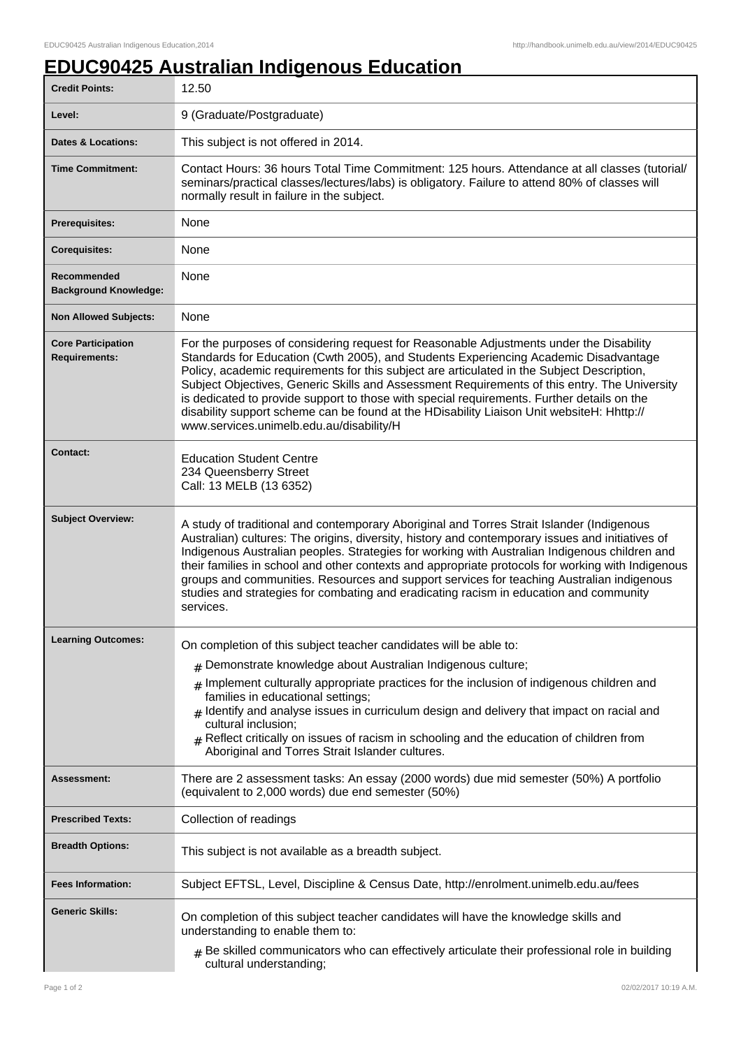# EDUC90425 Australian Indigenous Education

| | |
|---|---|
| **Credit Points:** | 12.50 |
| **Level:** | 9 (Graduate/Postgraduate) |
| **Dates & Locations:** | This subject is not offered in 2014. |
| **Time Commitment:** | Contact Hours: 36 hours Total Time Commitment: 125 hours. Attendance at all classes (tutorial/ seminars/practical classes/lectures/labs) is obligatory. Failure to attend 80% of classes will normally result in failure in the subject. |
| **Prerequisites:** | None |
| **Corequisites:** | None |
| **Recommended Background Knowledge:** | None |
| **Non Allowed Subjects:** | None |
| **Core Participation Requirements:** | For the purposes of considering request for Reasonable Adjustments under the Disability Standards for Education (Cwth 2005), and Students Experiencing Academic Disadvantage Policy, academic requirements for this subject are articulated in the Subject Description, Subject Objectives, Generic Skills and Assessment Requirements of this entry. The University is dedicated to provide support to those with special requirements. Further details on the disability support scheme can be found at the HDisability Liaison Unit websiteH: Hhttp:// www.services.unimelb.edu.au/disability/H |
| **Contact:** | Education Student Centre<br>234 Queensberry Street<br>Call: 13 MELB (13 6352) |
| **Subject Overview:** | A study of traditional and contemporary Aboriginal and Torres Strait Islander (Indigenous Australian) cultures: The origins, diversity, history and contemporary issues and initiatives of Indigenous Australian peoples. Strategies for working with Australian Indigenous children and their families in school and other contexts and appropriate protocols for working with Indigenous groups and communities. Resources and support services for teaching Australian indigenous studies and strategies for combating and eradicating racism in education and community services. |
| **Learning Outcomes:** | On completion of this subject teacher candidates will be able to:<br># Demonstrate knowledge about Australian Indigenous culture;<br># Implement culturally appropriate practices for the inclusion of indigenous children and families in educational settings;<br># Identify and analyse issues in curriculum design and delivery that impact on racial and cultural inclusion;<br># Reflect critically on issues of racism in schooling and the education of children from Aboriginal and Torres Strait Islander cultures. |
| **Assessment:** | There are 2 assessment tasks: An essay (2000 words) due mid semester (50%) A portfolio (equivalent to 2,000 words) due end semester (50%) |
| **Prescribed Texts:** | Collection of readings |
| **Breadth Options:** | This subject is not available as a breadth subject. |
| **Fees Information:** | Subject EFTSL, Level, Discipline & Census Date, http://enrolment.unimelb.edu.au/fees |
| **Generic Skills:** | On completion of this subject teacher candidates will have the knowledge skills and understanding to enable them to:<br># Be skilled communicators who can effectively articulate their professional role in building cultural understanding; |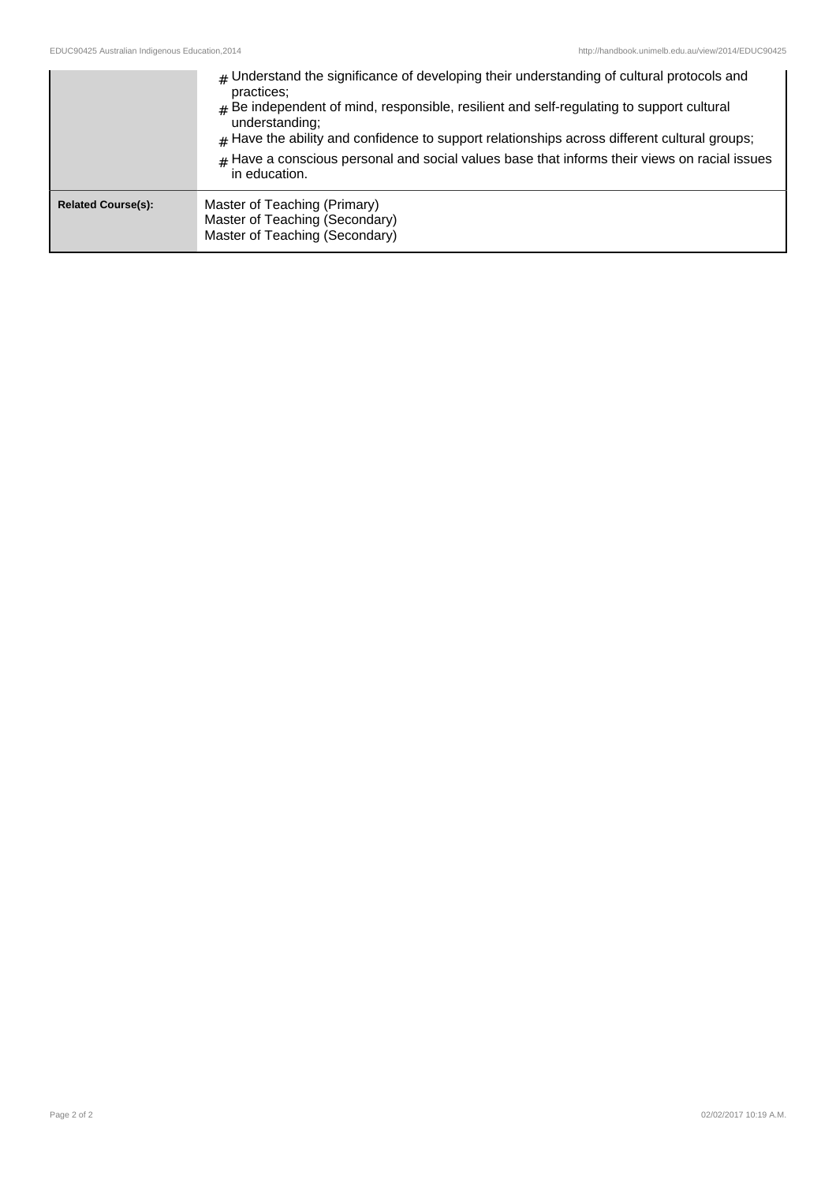| | |
|---|---|
| | # Understand the significance of developing their understanding of cultural protocols and practices;<br># Be independent of mind, responsible, resilient and self-regulating to support cultural understanding;<br># Have the ability and confidence to support relationships across different cultural groups;<br># Have a conscious personal and social values base that informs their views on racial issues in education. |
| **Related Course(s):** | Master of Teaching (Primary)<br>Master of Teaching (Secondary)<br>Master of Teaching (Secondary) |